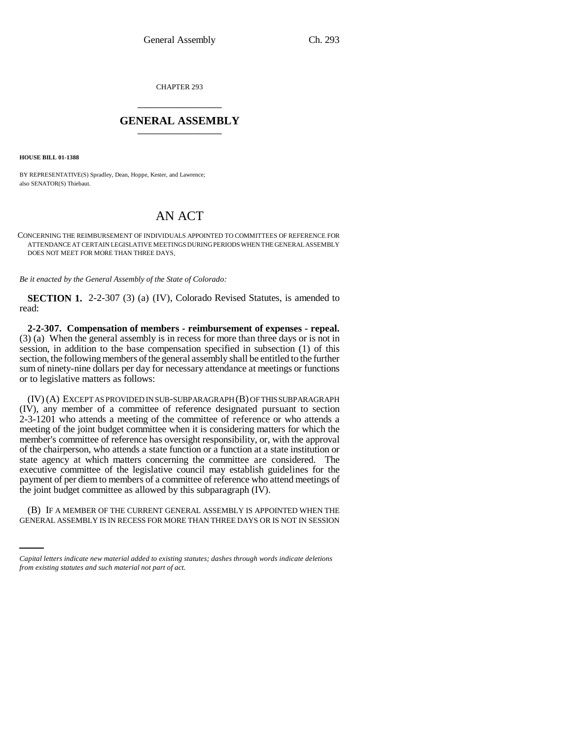CHAPTER 293

# GENERAL ASSEMBLY

**HOUSE BILL 01-1388**

BY REPRESENTATIVE(S) Spradley, Dean, Hoppe, Kester, and Lawrence;
also SENATOR(S) Thiebaut.

# AN ACT

CONCERNING THE REIMBURSEMENT OF INDIVIDUALS APPOINTED TO COMMITTEES OF REFERENCE FOR ATTENDANCE AT CERTAIN LEGISLATIVE MEETINGS DURING PERIODS WHEN THE GENERAL ASSEMBLY DOES NOT MEET FOR MORE THAN THREE DAYS.

*Be it enacted by the General Assembly of the State of Colorado:*

**SECTION 1.** 2-2-307 (3) (a) (IV), Colorado Revised Statutes, is amended to read:

**2-2-307. Compensation of members - reimbursement of expenses - repeal.** (3) (a) When the general assembly is in recess for more than three days or is not in session, in addition to the base compensation specified in subsection (1) of this section, the following members of the general assembly shall be entitled to the further sum of ninety-nine dollars per day for necessary attendance at meetings or functions or to legislative matters as follows:

(IV) (A) EXCEPT AS PROVIDED IN SUB-SUBPARAGRAPH (B) OF THIS SUBPARAGRAPH (IV), any member of a committee of reference designated pursuant to section 2-3-1201 who attends a meeting of the committee of reference or who attends a meeting of the joint budget committee when it is considering matters for which the member's committee of reference has oversight responsibility, or, with the approval of the chairperson, who attends a state function or a function at a state institution or state agency at which matters concerning the committee are considered. The executive committee of the legislative council may establish guidelines for the payment of per diem to members of a committee of reference who attend meetings of the joint budget committee as allowed by this subparagraph (IV).

(B) IF A MEMBER OF THE CURRENT GENERAL ASSEMBLY IS APPOINTED WHEN THE GENERAL ASSEMBLY IS IN RECESS FOR MORE THAN THREE DAYS OR IS NOT IN SESSION

*Capital letters indicate new material added to existing statutes; dashes through words indicate deletions from existing statutes and such material not part of act.*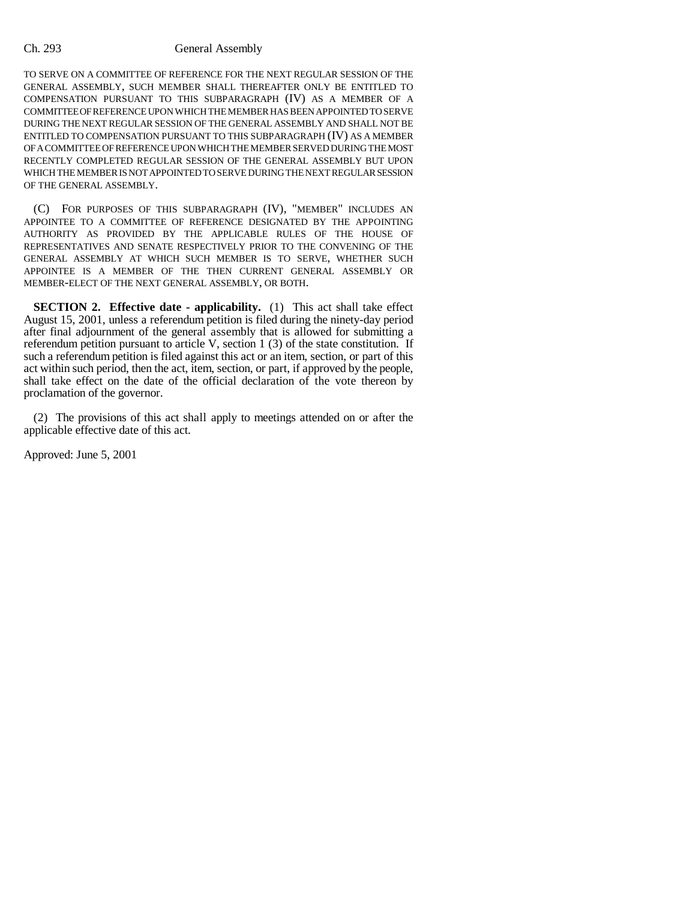TO SERVE ON A COMMITTEE OF REFERENCE FOR THE NEXT REGULAR SESSION OF THE GENERAL ASSEMBLY, SUCH MEMBER SHALL THEREAFTER ONLY BE ENTITLED TO COMPENSATION PURSUANT TO THIS SUBPARAGRAPH (IV) AS A MEMBER OF A COMMITTEE OF REFERENCE UPON WHICH THE MEMBER HAS BEEN APPOINTED TO SERVE DURING THE NEXT REGULAR SESSION OF THE GENERAL ASSEMBLY AND SHALL NOT BE ENTITLED TO COMPENSATION PURSUANT TO THIS SUBPARAGRAPH (IV) AS A MEMBER OF A COMMITTEE OF REFERENCE UPON WHICH THE MEMBER SERVED DURING THE MOST RECENTLY COMPLETED REGULAR SESSION OF THE GENERAL ASSEMBLY BUT UPON WHICH THE MEMBER IS NOT APPOINTED TO SERVE DURING THE NEXT REGULAR SESSION OF THE GENERAL ASSEMBLY.

(C) FOR PURPOSES OF THIS SUBPARAGRAPH (IV), "MEMBER" INCLUDES AN APPOINTEE TO A COMMITTEE OF REFERENCE DESIGNATED BY THE APPOINTING AUTHORITY AS PROVIDED BY THE APPLICABLE RULES OF THE HOUSE OF REPRESENTATIVES AND SENATE RESPECTIVELY PRIOR TO THE CONVENING OF THE GENERAL ASSEMBLY AT WHICH SUCH MEMBER IS TO SERVE, WHETHER SUCH APPOINTEE IS A MEMBER OF THE THEN CURRENT GENERAL ASSEMBLY OR MEMBER-ELECT OF THE NEXT GENERAL ASSEMBLY, OR BOTH.

**SECTION 2. Effective date - applicability.** (1) This act shall take effect August 15, 2001, unless a referendum petition is filed during the ninety-day period after final adjournment of the general assembly that is allowed for submitting a referendum petition pursuant to article V, section 1 (3) of the state constitution. If such a referendum petition is filed against this act or an item, section, or part of this act within such period, then the act, item, section, or part, if approved by the people, shall take effect on the date of the official declaration of the vote thereon by proclamation of the governor.

(2) The provisions of this act shall apply to meetings attended on or after the applicable effective date of this act.

Approved: June 5, 2001